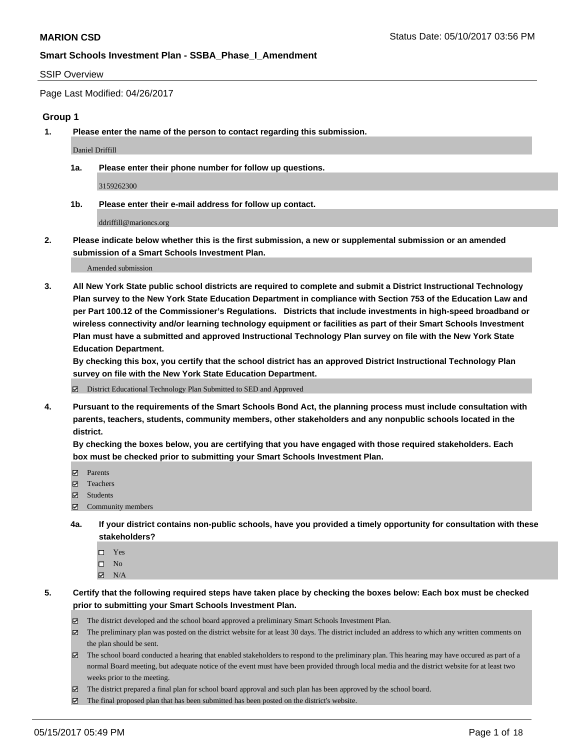**MARION CSD** Status Date: 05/10/2017 03:56 PM

**Smart Schools Investment Plan - SSBA_Phase_I_Amendment**

SSIP Overview

Page Last Modified: 04/26/2017

## Group 1

**1. Please enter the name of the person to contact regarding this submission.**

Daniel Driffill

**1a. Please enter their phone number for follow up questions.**

3159262300

**1b. Please enter their e-mail address for follow up contact.**

ddriffill@marioncs.org

**2. Please indicate below whether this is the first submission, a new or supplemental submission or an amended submission of a Smart Schools Investment Plan.**

Amended submission

**3. All New York State public school districts are required to complete and submit a District Instructional Technology Plan survey to the New York State Education Department in compliance with Section 753 of the Education Law and per Part 100.12 of the Commissioner's Regulations. Districts that include investments in high-speed broadband or wireless connectivity and/or learning technology equipment or facilities as part of their Smart Schools Investment Plan must have a submitted and approved Instructional Technology Plan survey on file with the New York State Education Department.**
**By checking this box, you certify that the school district has an approved District Instructional Technology Plan survey on file with the New York State Education Department.**

☑ District Educational Technology Plan Submitted to SED and Approved

**4. Pursuant to the requirements of the Smart Schools Bond Act, the planning process must include consultation with parents, teachers, students, community members, other stakeholders and any nonpublic schools located in the district.**
**By checking the boxes below, you are certifying that you have engaged with those required stakeholders. Each box must be checked prior to submitting your Smart Schools Investment Plan.**

☑ Parents
☑ Teachers
☑ Students
☑ Community members

**4a. If your district contains non-public schools, have you provided a timely opportunity for consultation with these stakeholders?**

☐ Yes
☐ No
☑ N/A

**5. Certify that the following required steps have taken place by checking the boxes below: Each box must be checked prior to submitting your Smart Schools Investment Plan.**

☑ The district developed and the school board approved a preliminary Smart Schools Investment Plan.
☑ The preliminary plan was posted on the district website for at least 30 days. The district included an address to which any written comments on the plan should be sent.
☑ The school board conducted a hearing that enabled stakeholders to respond to the preliminary plan. This hearing may have occured as part of a normal Board meeting, but adequate notice of the event must have been provided through local media and the district website for at least two weeks prior to the meeting.
☑ The district prepared a final plan for school board approval and such plan has been approved by the school board.
☑ The final proposed plan that has been submitted has been posted on the district's website.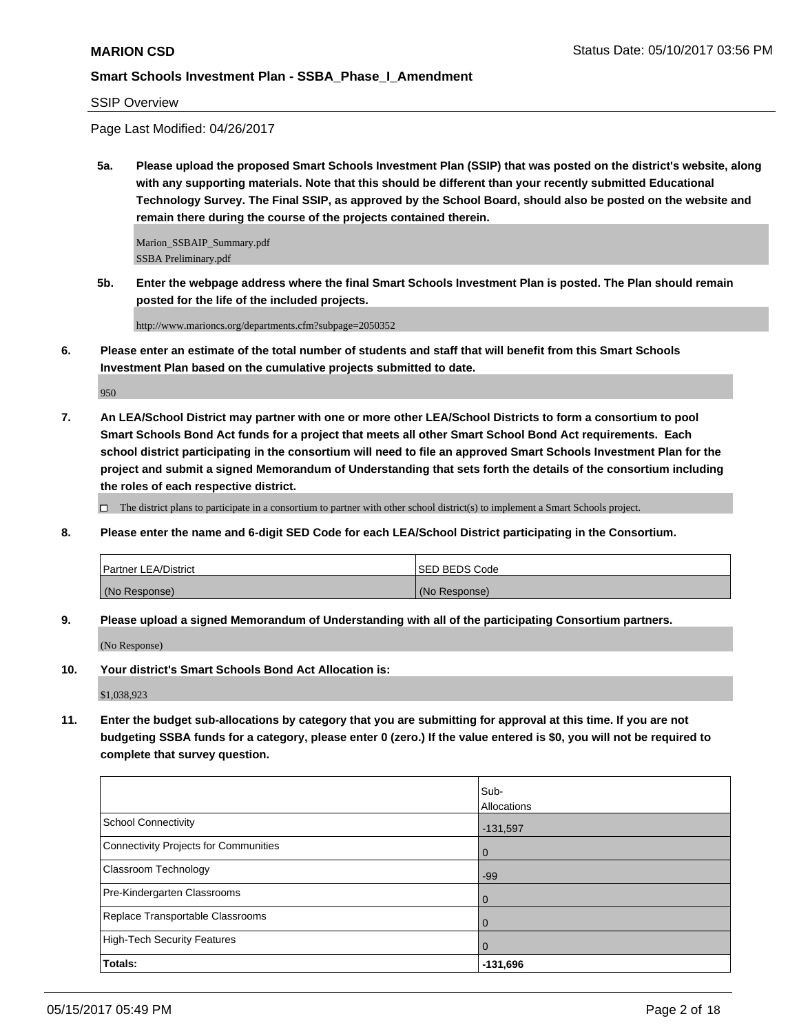**MARION CSD** Status Date: 05/10/2017 03:56 PM

**Smart Schools Investment Plan - SSBA_Phase_I_Amendment**

SSIP Overview

Page Last Modified: 04/26/2017

**5a. Please upload the proposed Smart Schools Investment Plan (SSIP) that was posted on the district's website, along with any supporting materials. Note that this should be different than your recently submitted Educational Technology Survey. The Final SSIP, as approved by the School Board, should also be posted on the website and remain there during the course of the projects contained therein.**

Marion_SSBAIP_Summary.pdf
SSBA Preliminary.pdf

**5b. Enter the webpage address where the final Smart Schools Investment Plan is posted. The Plan should remain posted for the life of the included projects.**

http://www.marioncs.org/departments.cfm?subpage=2050352

**6. Please enter an estimate of the total number of students and staff that will benefit from this Smart Schools Investment Plan based on the cumulative projects submitted to date.**

950

**7. An LEA/School District may partner with one or more other LEA/School Districts to form a consortium to pool Smart Schools Bond Act funds for a project that meets all other Smart School Bond Act requirements. Each school district participating in the consortium will need to file an approved Smart Schools Investment Plan for the project and submit a signed Memorandum of Understanding that sets forth the details of the consortium including the roles of each respective district.**

☐ The district plans to participate in a consortium to partner with other school district(s) to implement a Smart Schools project.

**8. Please enter the name and 6-digit SED Code for each LEA/School District participating in the Consortium.**

| Partner LEA/District | SED BEDS Code |
|---|---|
| (No Response) | (No Response) |

**9. Please upload a signed Memorandum of Understanding with all of the participating Consortium partners.**

(No Response)

**10. Your district's Smart Schools Bond Act Allocation is:**

$1,038,923

**11. Enter the budget sub-allocations by category that you are submitting for approval at this time. If you are not budgeting SSBA funds for a category, please enter 0 (zero.) If the value entered is $0, you will not be required to complete that survey question.**

| | Sub-Allocations |
|---|---|
| School Connectivity | -131,597 |
| Connectivity Projects for Communities | 0 |
| Classroom Technology | -99 |
| Pre-Kindergarten Classrooms | 0 |
| Replace Transportable Classrooms | 0 |
| High-Tech Security Features | 0 |
| **Totals:** | **-131,696** |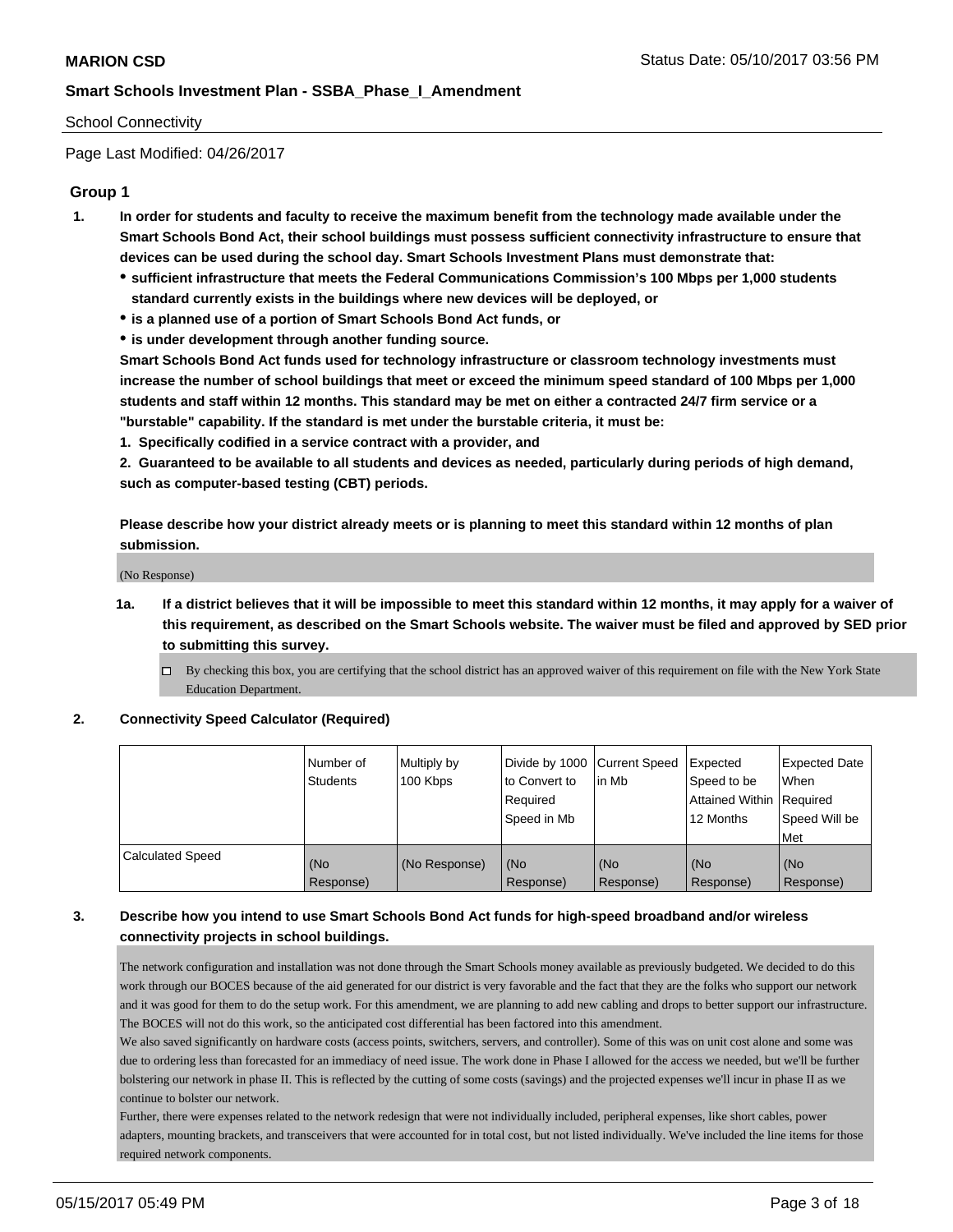School Connectivity

Page Last Modified: 04/26/2017

## Group 1

1. **In order for students and faculty to receive the maximum benefit from the technology made available under the Smart Schools Bond Act, their school buildings must possess sufficient connectivity infrastructure to ensure that devices can be used during the school day. Smart Schools Investment Plans must demonstrate that:**
   - **sufficient infrastructure that meets the Federal Communications Commission's 100 Mbps per 1,000 students standard currently exists in the buildings where new devices will be deployed, or**
   - **is a planned use of a portion of Smart Schools Bond Act funds, or**
   - **is under development through another funding source.**

   **Smart Schools Bond Act funds used for technology infrastructure or classroom technology investments must increase the number of school buildings that meet or exceed the minimum speed standard of 100 Mbps per 1,000 students and staff within 12 months. This standard may be met on either a contracted 24/7 firm service or a "burstable" capability. If the standard is met under the burstable criteria, it must be:**

   **1. Specifically codified in a service contract with a provider, and**

   **2. Guaranteed to be available to all students and devices as needed, particularly during periods of high demand, such as computer-based testing (CBT) periods.**

   **Please describe how your district already meets or is planning to meet this standard within 12 months of plan submission.**

   (No Response)

   1a. **If a district believes that it will be impossible to meet this standard within 12 months, it may apply for a waiver of this requirement, as described on the Smart Schools website. The waiver must be filed and approved by SED prior to submitting this survey.**

   ☐ By checking this box, you are certifying that the school district has an approved waiver of this requirement on file with the New York State Education Department.

2. **Connectivity Speed Calculator (Required)**

|  | Number of Students | Multiply by 100 Kbps | Divide by 1000 to Convert to Required Speed in Mb | Current Speed in Mb | Expected Speed to be Attained Within 12 Months | Expected Date When Required Speed Will be Met |
|---|---|---|---|---|---|---|
| Calculated Speed | (No Response) | (No Response) | (No Response) | (No Response) | (No Response) | (No Response) |

3. **Describe how you intend to use Smart Schools Bond Act funds for high-speed broadband and/or wireless connectivity projects in school buildings.**

   The network configuration and installation was not done through the Smart Schools money available as previously budgeted. We decided to do this work through our BOCES because of the aid generated for our district is very favorable and the fact that they are the folks who support our network and it was good for them to do the setup work. For this amendment, we are planning to add new cabling and drops to better support our infrastructure. The BOCES will not do this work, so the anticipated cost differential has been factored into this amendment.

   We also saved significantly on hardware costs (access points, switchers, servers, and controller). Some of this was on unit cost alone and some was due to ordering less than forecasted for an immediacy of need issue. The work done in Phase I allowed for the access we needed, but we'll be further bolstering our network in phase II. This is reflected by the cutting of some costs (savings) and the projected expenses we'll incur in phase II as we continue to bolster our network.

   Further, there were expenses related to the network redesign that were not individually included, peripheral expenses, like short cables, power adapters, mounting brackets, and transceivers that were accounted for in total cost, but not listed individually. We've included the line items for those required network components.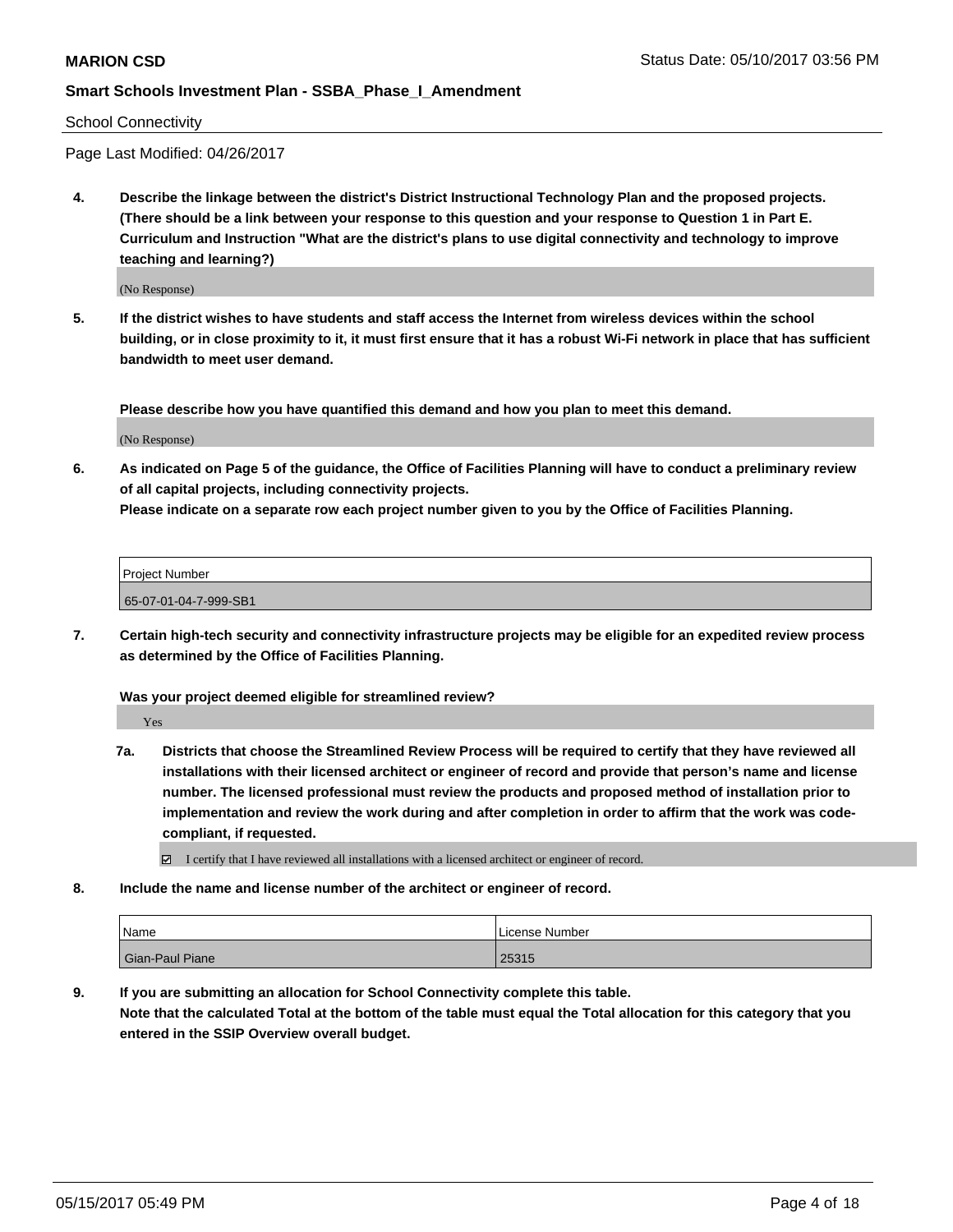School Connectivity

Page Last Modified: 04/26/2017

**4. Describe the linkage between the district's District Instructional Technology Plan and the proposed projects. (There should be a link between your response to this question and your response to Question 1 in Part E. Curriculum and Instruction "What are the district's plans to use digital connectivity and technology to improve teaching and learning?)**

(No Response)

**5. If the district wishes to have students and staff access the Internet from wireless devices within the school building, or in close proximity to it, it must first ensure that it has a robust Wi-Fi network in place that has sufficient bandwidth to meet user demand.**

**Please describe how you have quantified this demand and how you plan to meet this demand.**

(No Response)

**6. As indicated on Page 5 of the guidance, the Office of Facilities Planning will have to conduct a preliminary review of all capital projects, including connectivity projects.**
**Please indicate on a separate row each project number given to you by the Office of Facilities Planning.**

| Project Number |
|---|
| 65-07-01-04-7-999-SB1 |

**7. Certain high-tech security and connectivity infrastructure projects may be eligible for an expedited review process as determined by the Office of Facilities Planning.**

**Was your project deemed eligible for streamlined review?**

Yes

**7a. Districts that choose the Streamlined Review Process will be required to certify that they have reviewed all installations with their licensed architect or engineer of record and provide that person's name and license number. The licensed professional must review the products and proposed method of installation prior to implementation and review the work during and after completion in order to affirm that the work was code-compliant, if requested.**

☑ I certify that I have reviewed all installations with a licensed architect or engineer of record.

**8. Include the name and license number of the architect or engineer of record.**

| Name | License Number |
|---|---|
| Gian-Paul Piane | 25315 |

**9. If you are submitting an allocation for School Connectivity complete this table.**
**Note that the calculated Total at the bottom of the table must equal the Total allocation for this category that you entered in the SSIP Overview overall budget.**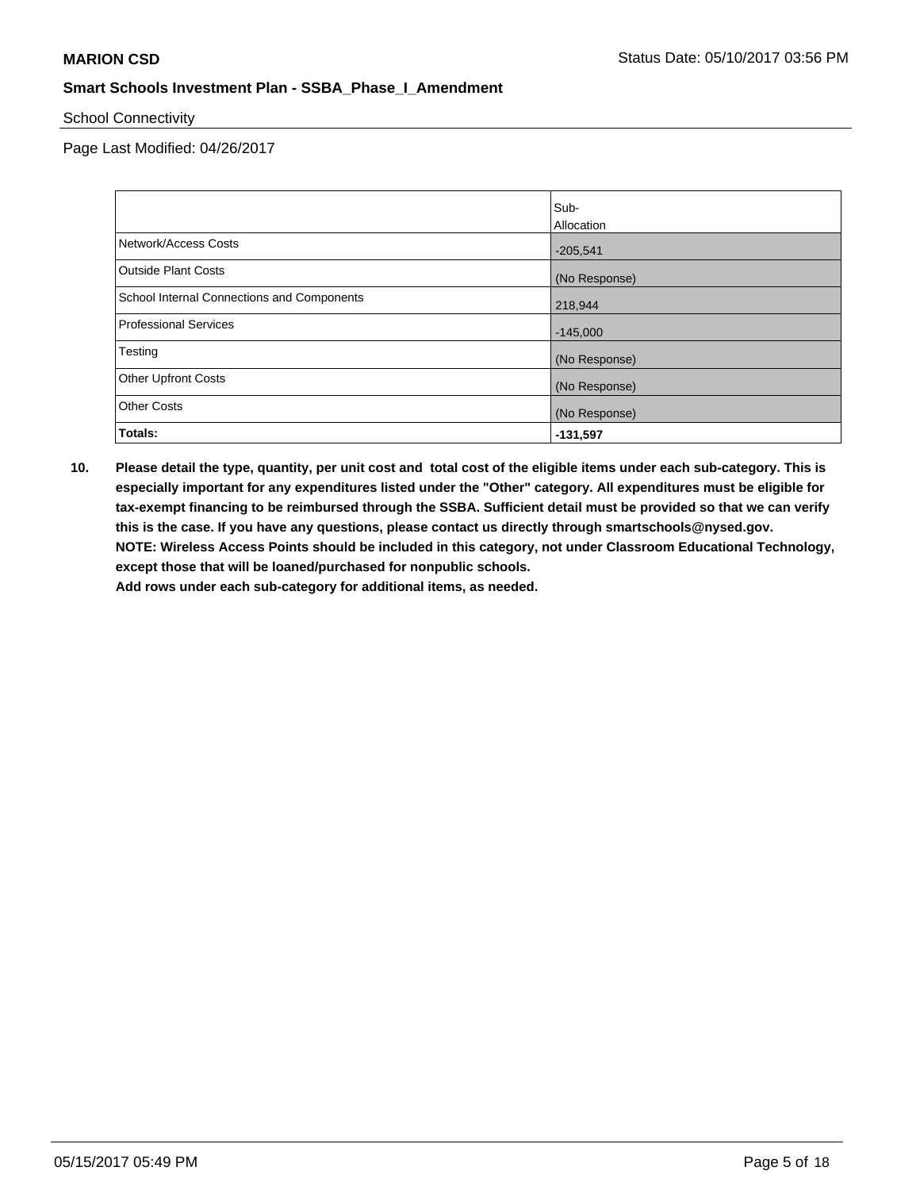School Connectivity

Page Last Modified: 04/26/2017

| | Sub-Allocation |
|---|---|
| Network/Access Costs | -205,541 |
| Outside Plant Costs | (No Response) |
| School Internal Connections and Components | 218,944 |
| Professional Services | -145,000 |
| Testing | (No Response) |
| Other Upfront Costs | (No Response) |
| Other Costs | (No Response) |
| **Totals:** | **-131,597** |

**10. Please detail the type, quantity, per unit cost and total cost of the eligible items under each sub-category. This is especially important for any expenditures listed under the "Other" category. All expenditures must be eligible for tax-exempt financing to be reimbursed through the SSBA. Sufficient detail must be provided so that we can verify this is the case. If you have any questions, please contact us directly through smartschools@nysed.gov.**
**NOTE: Wireless Access Points should be included in this category, not under Classroom Educational Technology, except those that will be loaned/purchased for nonpublic schools.**
**Add rows under each sub-category for additional items, as needed.**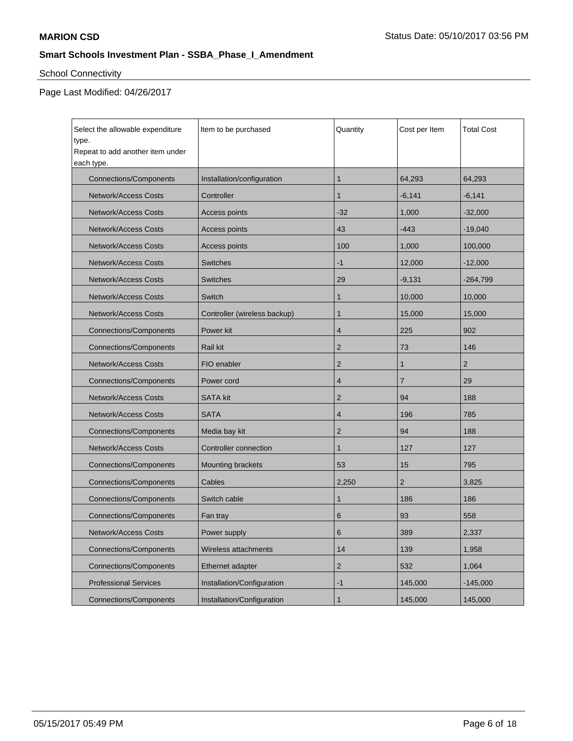**MARION CSD**

Status Date: 05/10/2017 03:56 PM

**Smart Schools Investment Plan - SSBA_Phase_I_Amendment**

School Connectivity

Page Last Modified: 04/26/2017

| Select the allowable expenditure type. Repeat to add another item under each type. | Item to be purchased | Quantity | Cost per Item | Total Cost |
|---|---|---|---|---|
| Connections/Components | Installation/configuration | 1 | 64,293 | 64,293 |
| Network/Access Costs | Controller | 1 | -6,141 | -6,141 |
| Network/Access Costs | Access points | -32 | 1,000 | -32,000 |
| Network/Access Costs | Access points | 43 | -443 | -19,040 |
| Network/Access Costs | Access points | 100 | 1,000 | 100,000 |
| Network/Access Costs | Switches | -1 | 12,000 | -12,000 |
| Network/Access Costs | Switches | 29 | -9,131 | -264,799 |
| Network/Access Costs | Switch | 1 | 10,000 | 10,000 |
| Network/Access Costs | Controller (wireless backup) | 1 | 15,000 | 15,000 |
| Connections/Components | Power kit | 4 | 225 | 902 |
| Connections/Components | Rail kit | 2 | 73 | 146 |
| Network/Access Costs | FIO enabler | 2 | 1 | 2 |
| Connections/Components | Power cord | 4 | 7 | 29 |
| Network/Access Costs | SATA kit | 2 | 94 | 188 |
| Network/Access Costs | SATA | 4 | 196 | 785 |
| Connections/Components | Media bay kit | 2 | 94 | 188 |
| Network/Access Costs | Controller connection | 1 | 127 | 127 |
| Connections/Components | Mounting brackets | 53 | 15 | 795 |
| Connections/Components | Cables | 2,250 | 2 | 3,825 |
| Connections/Components | Switch cable | 1 | 186 | 186 |
| Connections/Components | Fan tray | 6 | 93 | 558 |
| Network/Access Costs | Power supply | 6 | 389 | 2,337 |
| Connections/Components | Wireless attachments | 14 | 139 | 1,958 |
| Connections/Components | Ethernet adapter | 2 | 532 | 1,064 |
| Professional Services | Installation/Configuration | -1 | 145,000 | -145,000 |
| Connections/Components | Installation/Configuration | 1 | 145,000 | 145,000 |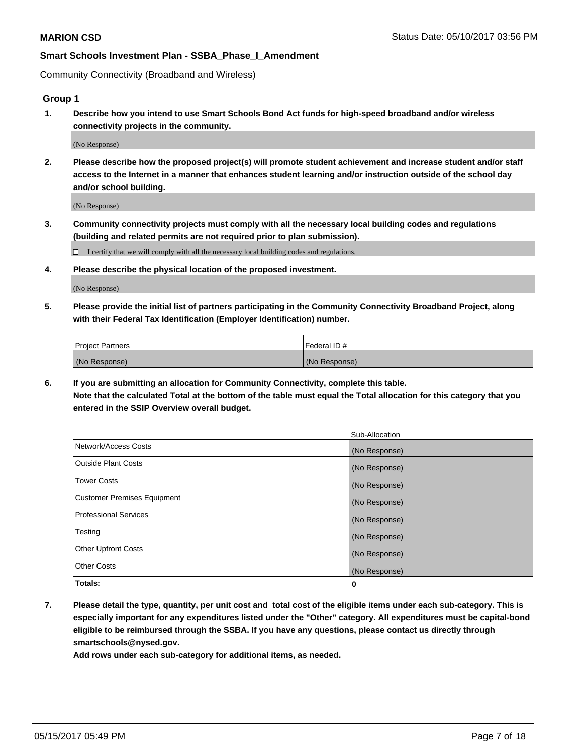Community Connectivity (Broadband and Wireless)

## Group 1

**1. Describe how you intend to use Smart Schools Bond Act funds for high-speed broadband and/or wireless connectivity projects in the community.**

(No Response)

**2. Please describe how the proposed project(s) will promote student achievement and increase student and/or staff access to the Internet in a manner that enhances student learning and/or instruction outside of the school day and/or school building.**

(No Response)

**3. Community connectivity projects must comply with all the necessary local building codes and regulations (building and related permits are not required prior to plan submission).**

☐ I certify that we will comply with all the necessary local building codes and regulations.

**4. Please describe the physical location of the proposed investment.**

(No Response)

**5. Please provide the initial list of partners participating in the Community Connectivity Broadband Project, along with their Federal Tax Identification (Employer Identification) number.**

| Project Partners | Federal ID # |
| --- | --- |
| (No Response) | (No Response) |

**6. If you are submitting an allocation for Community Connectivity, complete this table.**
**Note that the calculated Total at the bottom of the table must equal the Total allocation for this category that you entered in the SSIP Overview overall budget.**

| | Sub-Allocation |
| --- | --- |
| Network/Access Costs | (No Response) |
| Outside Plant Costs | (No Response) |
| Tower Costs | (No Response) |
| Customer Premises Equipment | (No Response) |
| Professional Services | (No Response) |
| Testing | (No Response) |
| Other Upfront Costs | (No Response) |
| Other Costs | (No Response) |
| **Totals:** | **0** |

**7. Please detail the type, quantity, per unit cost and total cost of the eligible items under each sub-category. This is especially important for any expenditures listed under the "Other" category. All expenditures must be capital-bond eligible to be reimbursed through the SSBA. If you have any questions, please contact us directly through smartschools@nysed.gov.**

**Add rows under each sub-category for additional items, as needed.**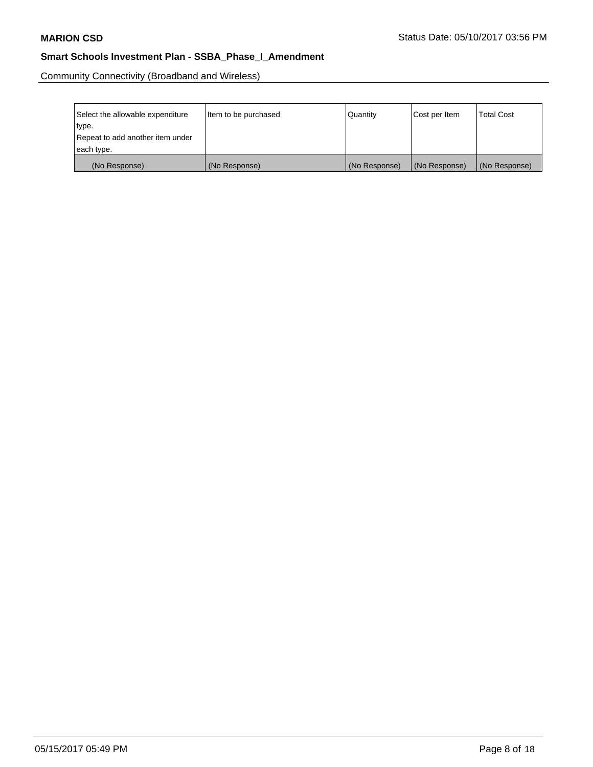Community Connectivity (Broadband and Wireless)

| Select the allowable expenditure type. Repeat to add another item under each type. | Item to be purchased | Quantity | Cost per Item | Total Cost |
|---|---|---|---|---|
| (No Response) | (No Response) | (No Response) | (No Response) | (No Response) |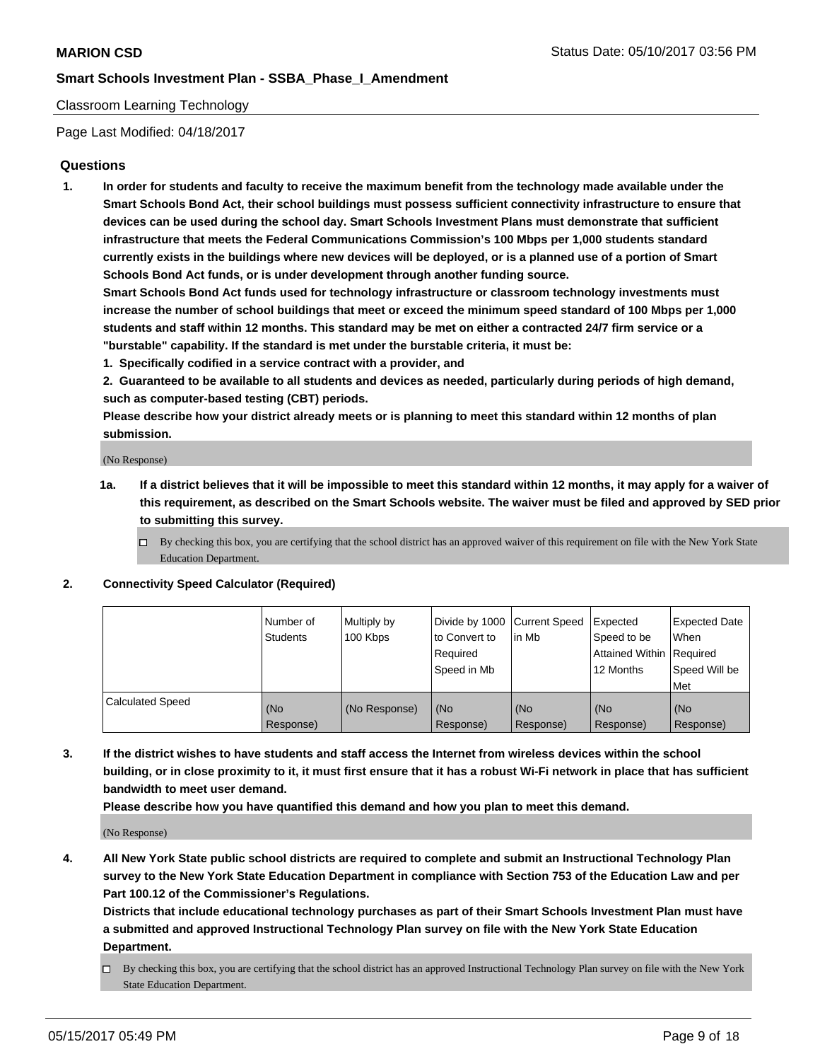Classroom Learning Technology

Page Last Modified: 04/18/2017

## Questions

1. **In order for students and faculty to receive the maximum benefit from the technology made available under the Smart Schools Bond Act, their school buildings must possess sufficient connectivity infrastructure to ensure that devices can be used during the school day. Smart Schools Investment Plans must demonstrate that sufficient infrastructure that meets the Federal Communications Commission's 100 Mbps per 1,000 students standard currently exists in the buildings where new devices will be deployed, or is a planned use of a portion of Smart Schools Bond Act funds, or is under development through another funding source.**

   **Smart Schools Bond Act funds used for technology infrastructure or classroom technology investments must increase the number of school buildings that meet or exceed the minimum speed standard of 100 Mbps per 1,000 students and staff within 12 months. This standard may be met on either a contracted 24/7 firm service or a "burstable" capability. If the standard is met under the burstable criteria, it must be:**

   **1. Specifically codified in a service contract with a provider, and**

   **2. Guaranteed to be available to all students and devices as needed, particularly during periods of high demand, such as computer-based testing (CBT) periods.**

   **Please describe how your district already meets or is planning to meet this standard within 12 months of plan submission.**

   (No Response)

   **1a. If a district believes that it will be impossible to meet this standard within 12 months, it may apply for a waiver of this requirement, as described on the Smart Schools website. The waiver must be filed and approved by SED prior to submitting this survey.**

   ☐ By checking this box, you are certifying that the school district has an approved waiver of this requirement on file with the New York State Education Department.

2. **Connectivity Speed Calculator (Required)**

| | Number of Students | Multiply by 100 Kbps | Divide by 1000 to Convert to Required Speed in Mb | Current Speed in Mb | Expected Speed to be Attained Within 12 Months | Expected Date When Required Speed Will be Met |
|---|---|---|---|---|---|---|
| Calculated Speed | (No Response) | (No Response) | (No Response) | (No Response) | (No Response) | (No Response) |

3. **If the district wishes to have students and staff access the Internet from wireless devices within the school building, or in close proximity to it, it must first ensure that it has a robust Wi-Fi network in place that has sufficient bandwidth to meet user demand.**

   **Please describe how you have quantified this demand and how you plan to meet this demand.**

   (No Response)

4. **All New York State public school districts are required to complete and submit an Instructional Technology Plan survey to the New York State Education Department in compliance with Section 753 of the Education Law and per Part 100.12 of the Commissioner's Regulations.**

   **Districts that include educational technology purchases as part of their Smart Schools Investment Plan must have a submitted and approved Instructional Technology Plan survey on file with the New York State Education Department.**

   ☐ By checking this box, you are certifying that the school district has an approved Instructional Technology Plan survey on file with the New York State Education Department.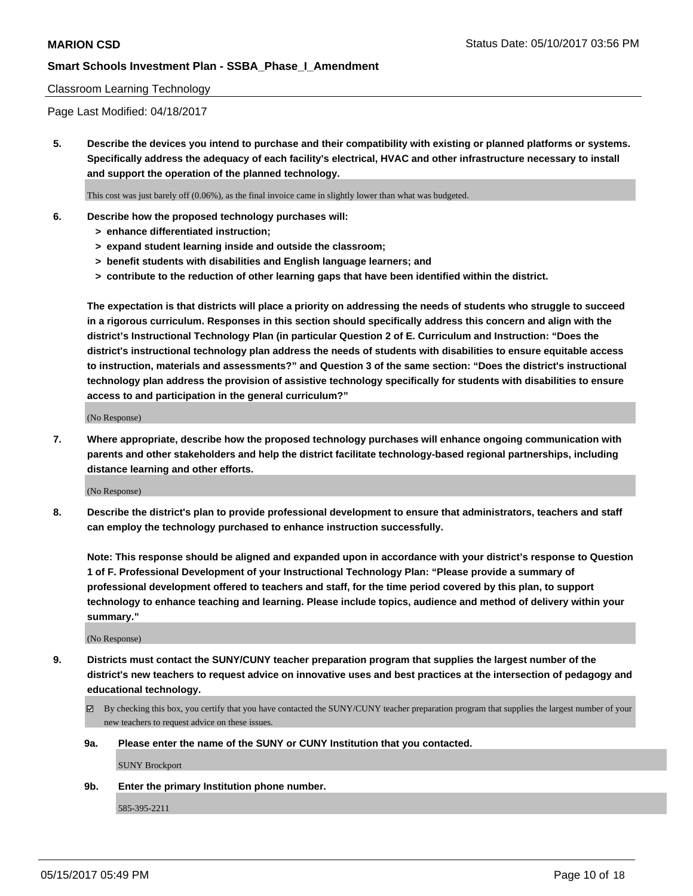**MARION CSD** Status Date: 05/10/2017 03:56 PM

**Smart Schools Investment Plan - SSBA_Phase_I_Amendment**

Classroom Learning Technology

Page Last Modified: 04/18/2017

**5. Describe the devices you intend to purchase and their compatibility with existing or planned platforms or systems. Specifically address the adequacy of each facility's electrical, HVAC and other infrastructure necessary to install and support the operation of the planned technology.**

This cost was just barely off (0.06%), as the final invoice came in slightly lower than what was budgeted.

**6. Describe how the proposed technology purchases will:**
- **> enhance differentiated instruction;**
- **> expand student learning inside and outside the classroom;**
- **> benefit students with disabilities and English language learners; and**
- **> contribute to the reduction of other learning gaps that have been identified within the district.**

**The expectation is that districts will place a priority on addressing the needs of students who struggle to succeed in a rigorous curriculum. Responses in this section should specifically address this concern and align with the district's Instructional Technology Plan (in particular Question 2 of E. Curriculum and Instruction: "Does the district's instructional technology plan address the needs of students with disabilities to ensure equitable access to instruction, materials and assessments?" and Question 3 of the same section: "Does the district's instructional technology plan address the provision of assistive technology specifically for students with disabilities to ensure access to and participation in the general curriculum?"**

(No Response)

**7. Where appropriate, describe how the proposed technology purchases will enhance ongoing communication with parents and other stakeholders and help the district facilitate technology-based regional partnerships, including distance learning and other efforts.**

(No Response)

**8. Describe the district's plan to provide professional development to ensure that administrators, teachers and staff can employ the technology purchased to enhance instruction successfully.**

**Note: This response should be aligned and expanded upon in accordance with your district's response to Question 1 of F. Professional Development of your Instructional Technology Plan: "Please provide a summary of professional development offered to teachers and staff, for the time period covered by this plan, to support technology to enhance teaching and learning. Please include topics, audience and method of delivery within your summary."**

(No Response)

**9. Districts must contact the SUNY/CUNY teacher preparation program that supplies the largest number of the district's new teachers to request advice on innovative uses and best practices at the intersection of pedagogy and educational technology.**

☑ By checking this box, you certify that you have contacted the SUNY/CUNY teacher preparation program that supplies the largest number of your new teachers to request advice on these issues.

**9a. Please enter the name of the SUNY or CUNY Institution that you contacted.**

SUNY Brockport

**9b. Enter the primary Institution phone number.**

585-395-2211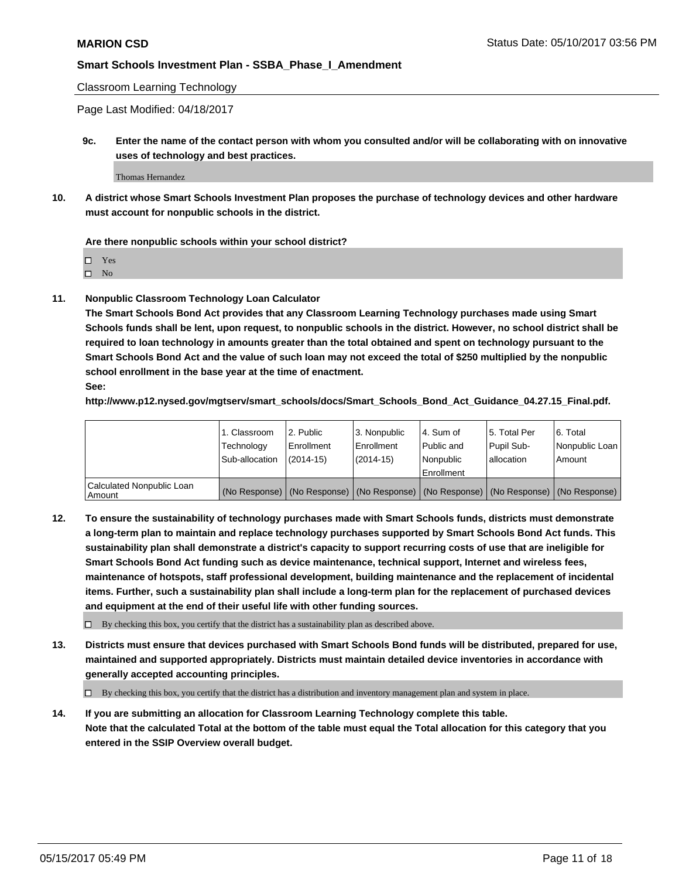**MARION CSD** Status Date: 05/10/2017 03:56 PM

**Smart Schools Investment Plan - SSBA_Phase_I_Amendment**

Classroom Learning Technology

Page Last Modified: 04/18/2017

**9c. Enter the name of the contact person with whom you consulted and/or will be collaborating with on innovative uses of technology and best practices.**

Thomas Hernandez

**10. A district whose Smart Schools Investment Plan proposes the purchase of technology devices and other hardware must account for nonpublic schools in the district.**

**Are there nonpublic schools within your school district?**

- ☐ Yes
- ☐ No

**11. Nonpublic Classroom Technology Loan Calculator**

**The Smart Schools Bond Act provides that any Classroom Learning Technology purchases made using Smart Schools funds shall be lent, upon request, to nonpublic schools in the district. However, no school district shall be required to loan technology in amounts greater than the total obtained and spent on technology pursuant to the Smart Schools Bond Act and the value of such loan may not exceed the total of $250 multiplied by the nonpublic school enrollment in the base year at the time of enactment.**

**See:**

**http://www.p12.nysed.gov/mgtserv/smart_schools/docs/Smart_Schools_Bond_Act_Guidance_04.27.15_Final.pdf.**

| | 1. Classroom Technology Sub-allocation | 2. Public Enrollment (2014-15) | 3. Nonpublic Enrollment (2014-15) | 4. Sum of Public and Nonpublic Enrollment | 5. Total Per Pupil Sub-allocation | 6. Total Nonpublic Loan Amount |
|---|---|---|---|---|---|---|
| Calculated Nonpublic Loan Amount | (No Response) | (No Response) | (No Response) | (No Response) | (No Response) | (No Response) |

**12. To ensure the sustainability of technology purchases made with Smart Schools funds, districts must demonstrate a long-term plan to maintain and replace technology purchases supported by Smart Schools Bond Act funds. This sustainability plan shall demonstrate a district's capacity to support recurring costs of use that are ineligible for Smart Schools Bond Act funding such as device maintenance, technical support, Internet and wireless fees, maintenance of hotspots, staff professional development, building maintenance and the replacement of incidental items. Further, such a sustainability plan shall include a long-term plan for the replacement of purchased devices and equipment at the end of their useful life with other funding sources.**

☐ By checking this box, you certify that the district has a sustainability plan as described above.

**13. Districts must ensure that devices purchased with Smart Schools Bond funds will be distributed, prepared for use, maintained and supported appropriately. Districts must maintain detailed device inventories in accordance with generally accepted accounting principles.**

☐ By checking this box, you certify that the district has a distribution and inventory management plan and system in place.

**14. If you are submitting an allocation for Classroom Learning Technology complete this table. Note that the calculated Total at the bottom of the table must equal the Total allocation for this category that you entered in the SSIP Overview overall budget.**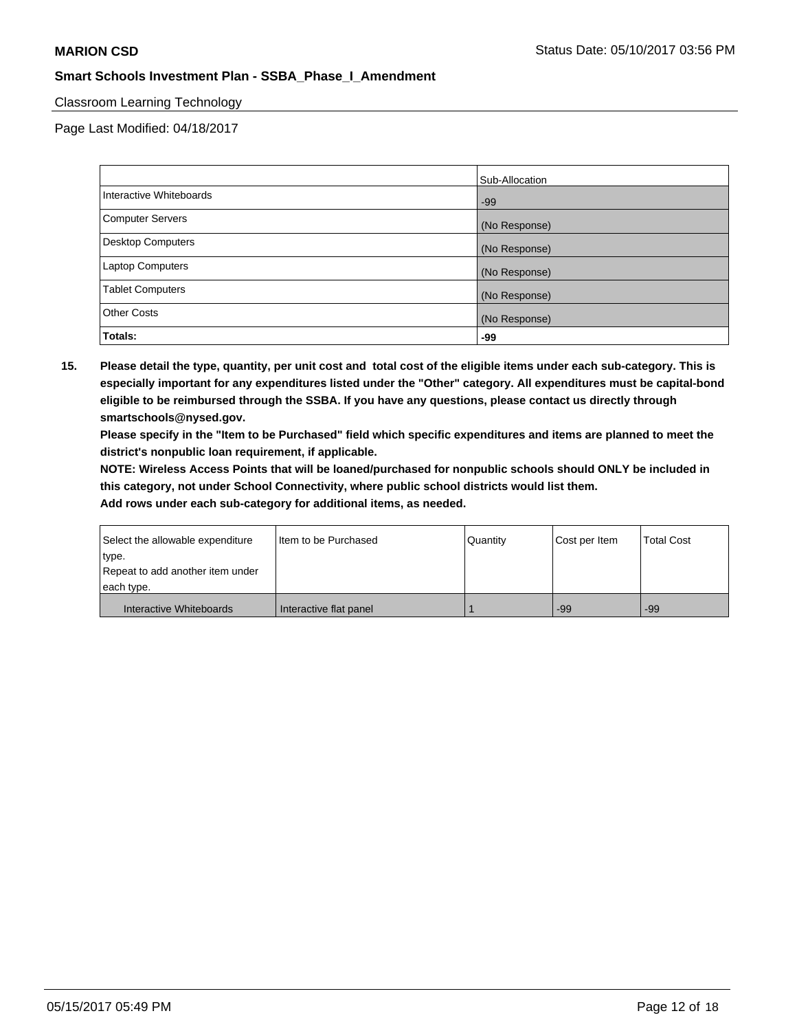**MARION CSD**

**Smart Schools Investment Plan - SSBA_Phase_I_Amendment**

Classroom Learning Technology

Page Last Modified: 04/18/2017

| | Sub-Allocation |
|---|---|
| Interactive Whiteboards | -99 |
| Computer Servers | (No Response) |
| Desktop Computers | (No Response) |
| Laptop Computers | (No Response) |
| Tablet Computers | (No Response) |
| Other Costs | (No Response) |
| **Totals:** | **-99** |

**15. Please detail the type, quantity, per unit cost and total cost of the eligible items under each sub-category. This is especially important for any expenditures listed under the "Other" category. All expenditures must be capital-bond eligible to be reimbursed through the SSBA. If you have any questions, please contact us directly through smartschools@nysed.gov.**

**Please specify in the "Item to be Purchased" field which specific expenditures and items are planned to meet the district's nonpublic loan requirement, if applicable.**

**NOTE: Wireless Access Points that will be loaned/purchased for nonpublic schools should ONLY be included in this category, not under School Connectivity, where public school districts would list them.**

**Add rows under each sub-category for additional items, as needed.**

| Select the allowable expenditure type. Repeat to add another item under each type. | Item to be Purchased | Quantity | Cost per Item | Total Cost |
|---|---|---|---|---|
| Interactive Whiteboards | Interactive flat panel | 1 | -99 | -99 |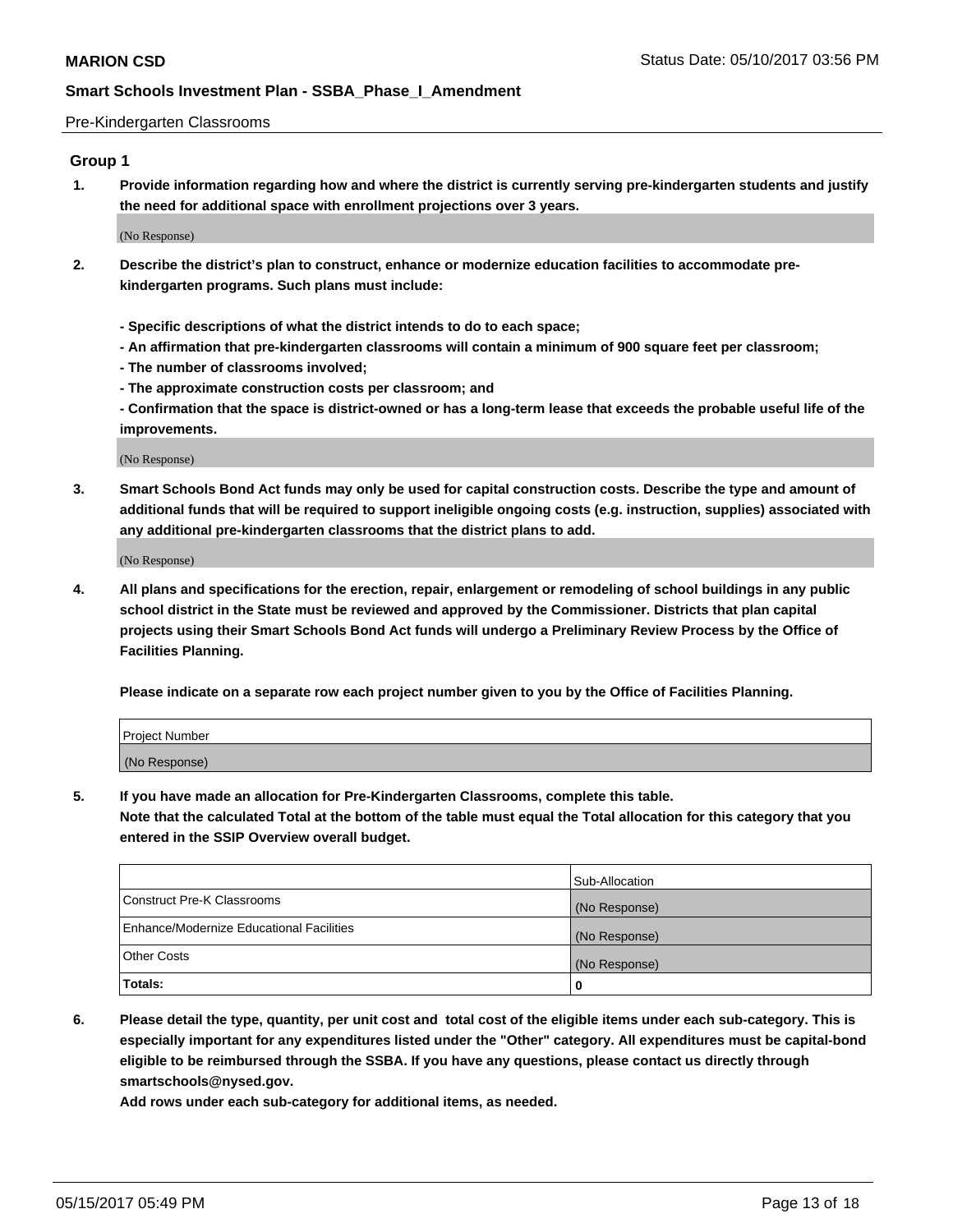Pre-Kindergarten Classrooms

## Group 1

**1. Provide information regarding how and where the district is currently serving pre-kindergarten students and justify the need for additional space with enrollment projections over 3 years.**

(No Response)

**2. Describe the district's plan to construct, enhance or modernize education facilities to accommodate pre-kindergarten programs. Such plans must include:**

**- Specific descriptions of what the district intends to do to each space;**
**- An affirmation that pre-kindergarten classrooms will contain a minimum of 900 square feet per classroom;**
**- The number of classrooms involved;**
**- The approximate construction costs per classroom; and**
**- Confirmation that the space is district-owned or has a long-term lease that exceeds the probable useful life of the improvements.**

(No Response)

**3. Smart Schools Bond Act funds may only be used for capital construction costs. Describe the type and amount of additional funds that will be required to support ineligible ongoing costs (e.g. instruction, supplies) associated with any additional pre-kindergarten classrooms that the district plans to add.**

(No Response)

**4. All plans and specifications for the erection, repair, enlargement or remodeling of school buildings in any public school district in the State must be reviewed and approved by the Commissioner. Districts that plan capital projects using their Smart Schools Bond Act funds will undergo a Preliminary Review Process by the Office of Facilities Planning.**

**Please indicate on a separate row each project number given to you by the Office of Facilities Planning.**

| Project Number |
|---|
| (No Response) |

**5. If you have made an allocation for Pre-Kindergarten Classrooms, complete this table.**
**Note that the calculated Total at the bottom of the table must equal the Total allocation for this category that you entered in the SSIP Overview overall budget.**

| | Sub-Allocation |
|---|---|
| Construct Pre-K Classrooms | (No Response) |
| Enhance/Modernize Educational Facilities | (No Response) |
| Other Costs | (No Response) |
| **Totals:** | **0** |

**6. Please detail the type, quantity, per unit cost and total cost of the eligible items under each sub-category. This is especially important for any expenditures listed under the "Other" category. All expenditures must be capital-bond eligible to be reimbursed through the SSBA. If you have any questions, please contact us directly through smartschools@nysed.gov.**
**Add rows under each sub-category for additional items, as needed.**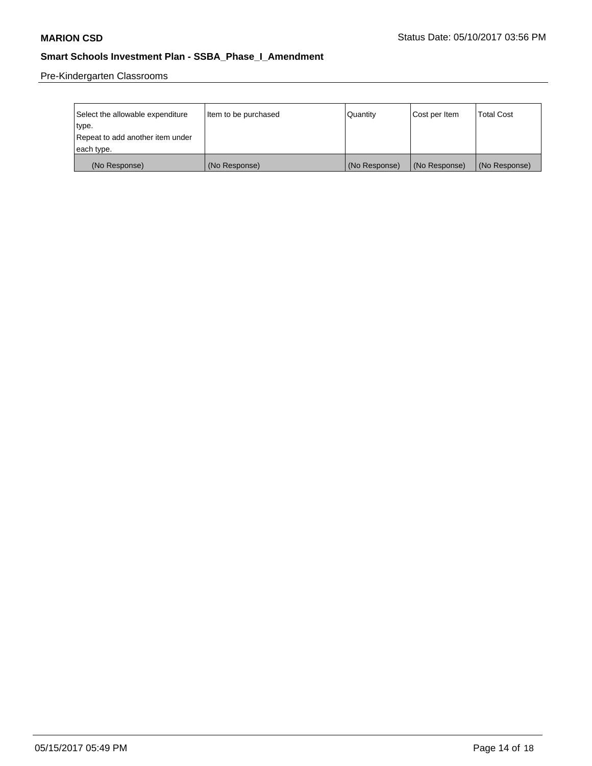Pre-Kindergarten Classrooms

| Select the allowable expenditure type. Repeat to add another item under each type. | Item to be purchased | Quantity | Cost per Item | Total Cost |
|---|---|---|---|---|
| (No Response) | (No Response) | (No Response) | (No Response) | (No Response) |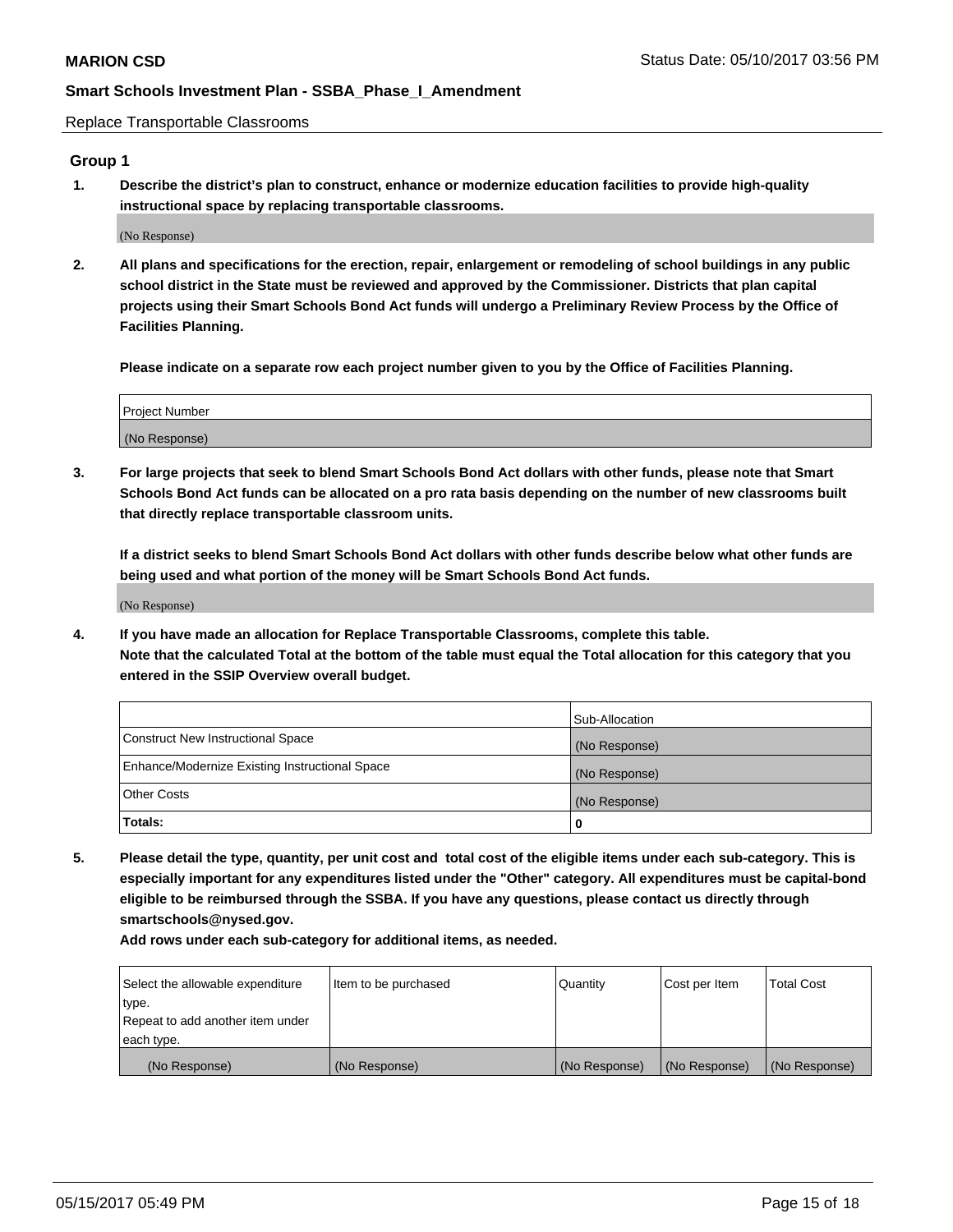Replace Transportable Classrooms

## Group 1

**1. Describe the district's plan to construct, enhance or modernize education facilities to provide high-quality instructional space by replacing transportable classrooms.**

(No Response)

**2. All plans and specifications for the erection, repair, enlargement or remodeling of school buildings in any public school district in the State must be reviewed and approved by the Commissioner. Districts that plan capital projects using their Smart Schools Bond Act funds will undergo a Preliminary Review Process by the Office of Facilities Planning.**

**Please indicate on a separate row each project number given to you by the Office of Facilities Planning.**

| Project Number |
| --- |
| (No Response) |

**3. For large projects that seek to blend Smart Schools Bond Act dollars with other funds, please note that Smart Schools Bond Act funds can be allocated on a pro rata basis depending on the number of new classrooms built that directly replace transportable classroom units.**

**If a district seeks to blend Smart Schools Bond Act dollars with other funds describe below what other funds are being used and what portion of the money will be Smart Schools Bond Act funds.**

(No Response)

**4. If you have made an allocation for Replace Transportable Classrooms, complete this table. Note that the calculated Total at the bottom of the table must equal the Total allocation for this category that you entered in the SSIP Overview overall budget.**

| | Sub-Allocation |
| --- | --- |
| Construct New Instructional Space | (No Response) |
| Enhance/Modernize Existing Instructional Space | (No Response) |
| Other Costs | (No Response) |
| **Totals:** | **0** |

**5. Please detail the type, quantity, per unit cost and total cost of the eligible items under each sub-category. This is especially important for any expenditures listed under the "Other" category. All expenditures must be capital-bond eligible to be reimbursed through the SSBA. If you have any questions, please contact us directly through smartschools@nysed.gov.**

**Add rows under each sub-category for additional items, as needed.**

| Select the allowable expenditure type. Repeat to add another item under each type. | Item to be purchased | Quantity | Cost per Item | Total Cost |
| --- | --- | --- | --- | --- |
| (No Response) | (No Response) | (No Response) | (No Response) | (No Response) |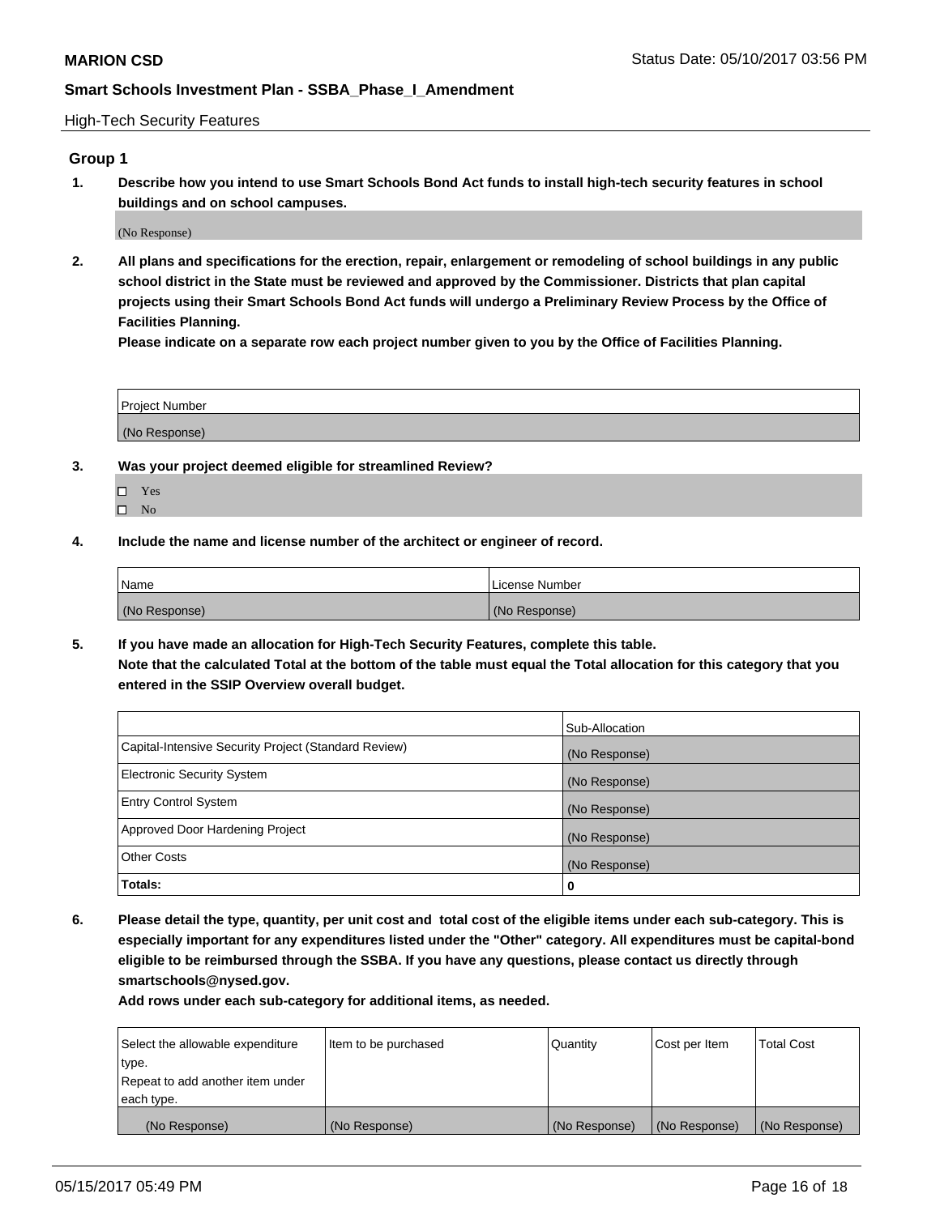High-Tech Security Features

## Group 1

**1. Describe how you intend to use Smart Schools Bond Act funds to install high-tech security features in school buildings and on school campuses.**

(No Response)

**2. All plans and specifications for the erection, repair, enlargement or remodeling of school buildings in any public school district in the State must be reviewed and approved by the Commissioner. Districts that plan capital projects using their Smart Schools Bond Act funds will undergo a Preliminary Review Process by the Office of Facilities Planning.**

**Please indicate on a separate row each project number given to you by the Office of Facilities Planning.**

| Project Number |
| --- |
| (No Response) |

**3. Was your project deemed eligible for streamlined Review?**

- ☐ Yes
- ☐ No

**4. Include the name and license number of the architect or engineer of record.**

| Name | License Number |
| --- | --- |
| (No Response) | (No Response) |

**5. If you have made an allocation for High-Tech Security Features, complete this table.**
**Note that the calculated Total at the bottom of the table must equal the Total allocation for this category that you entered in the SSIP Overview overall budget.**

| | Sub-Allocation |
| --- | --- |
| Capital-Intensive Security Project (Standard Review) | (No Response) |
| Electronic Security System | (No Response) |
| Entry Control System | (No Response) |
| Approved Door Hardening Project | (No Response) |
| Other Costs | (No Response) |
| **Totals:** | **0** |

**6. Please detail the type, quantity, per unit cost and total cost of the eligible items under each sub-category. This is especially important for any expenditures listed under the "Other" category. All expenditures must be capital-bond eligible to be reimbursed through the SSBA. If you have any questions, please contact us directly through smartschools@nysed.gov.**

**Add rows under each sub-category for additional items, as needed.**

| Select the allowable expenditure type. Repeat to add another item under each type. | Item to be purchased | Quantity | Cost per Item | Total Cost |
| --- | --- | --- | --- | --- |
| (No Response) | (No Response) | (No Response) | (No Response) | (No Response) |